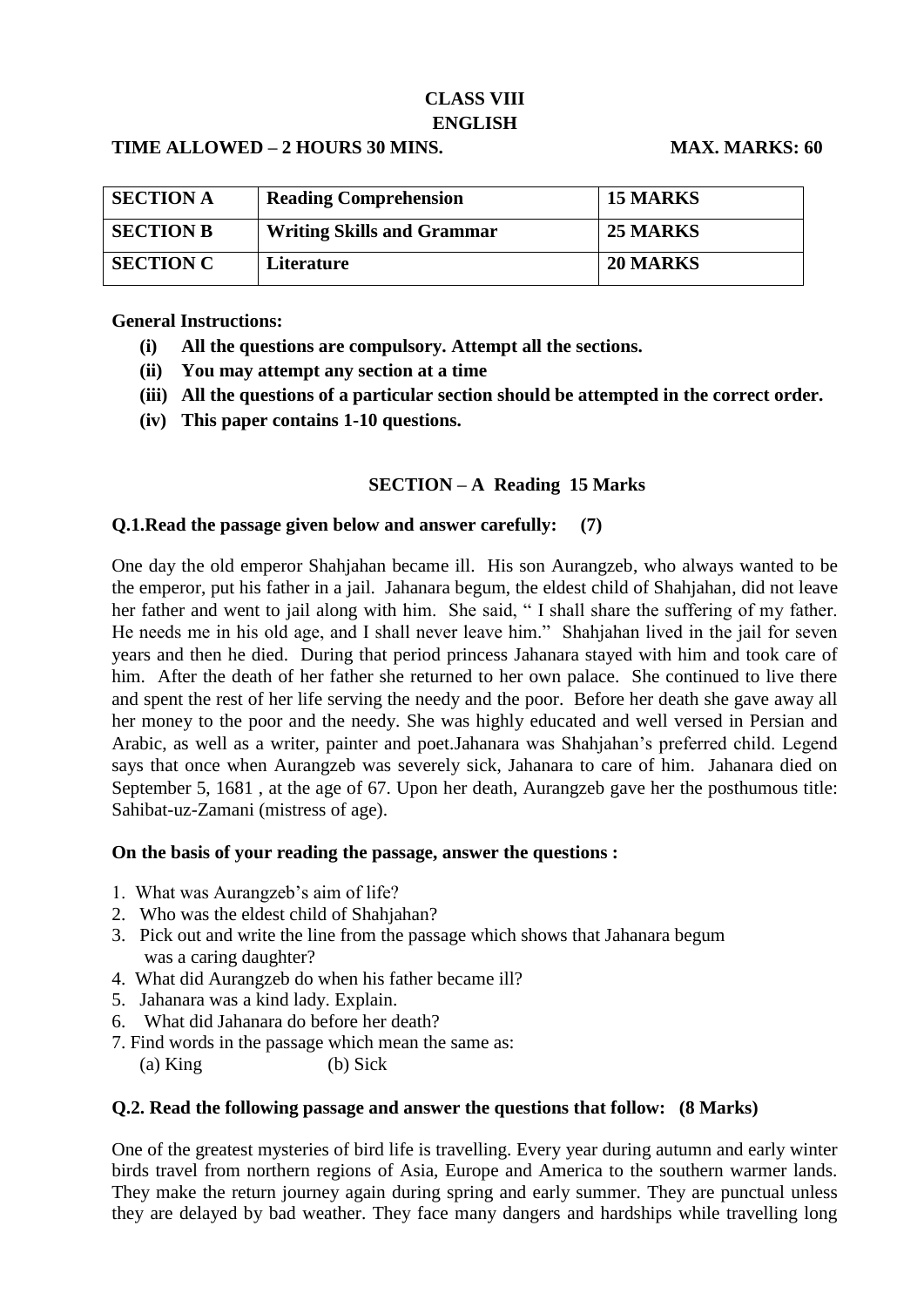# CLASS VIII
# ENGLISH

**TIME ALLOWED – 2 HOURS 30 MINS.** **MAX. MARKS: 60**

| SECTION A | Reading Comprehension | 15 MARKS |
|---|---|---|
| SECTION B | Writing Skills and Grammar | 25 MARKS |
| SECTION C | Literature | 20 MARKS |

**General Instructions:**

- **(i) All the questions are compulsory. Attempt all the sections.**
- **(ii) You may attempt any section at a time**
- **(iii) All the questions of a particular section should be attempted in the correct order.**
- **(iv) This paper contains 1-10 questions.**

## SECTION – A Reading 15 Marks

**Q.1.Read the passage given below and answer carefully: (7)**

One day the old emperor Shahjahan became ill. His son Aurangzeb, who always wanted to be the emperor, put his father in a jail. Jahanara begum, the eldest child of Shahjahan, did not leave her father and went to jail along with him. She said, " I shall share the suffering of my father. He needs me in his old age, and I shall never leave him." Shahjahan lived in the jail for seven years and then he died. During that period princess Jahanara stayed with him and took care of him. After the death of her father she returned to her own palace. She continued to live there and spent the rest of her life serving the needy and the poor. Before her death she gave away all her money to the poor and the needy. She was highly educated and well versed in Persian and Arabic, as well as a writer, painter and poet.Jahanara was Shahjahan's preferred child. Legend says that once when Aurangzeb was severely sick, Jahanara to care of him. Jahanara died on September 5, 1681 , at the age of 67. Upon her death, Aurangzeb gave her the posthumous title: Sahibat-uz-Zamani (mistress of age).

**On the basis of your reading the passage, answer the questions :**

1. What was Aurangzeb's aim of life?
2. Who was the eldest child of Shahjahan?
3. Pick out and write the line from the passage which shows that Jahanara begum was a caring daughter?
4. What did Aurangzeb do when his father became ill?
5. Jahanara was a kind lady. Explain.
6. What did Jahanara do before her death?
7. Find words in the passage which mean the same as:
   (a) King (b) Sick

**Q.2. Read the following passage and answer the questions that follow: (8 Marks)**

One of the greatest mysteries of bird life is travelling. Every year during autumn and early winter birds travel from northern regions of Asia, Europe and America to the southern warmer lands. They make the return journey again during spring and early summer. They are punctual unless they are delayed by bad weather. They face many dangers and hardships while travelling long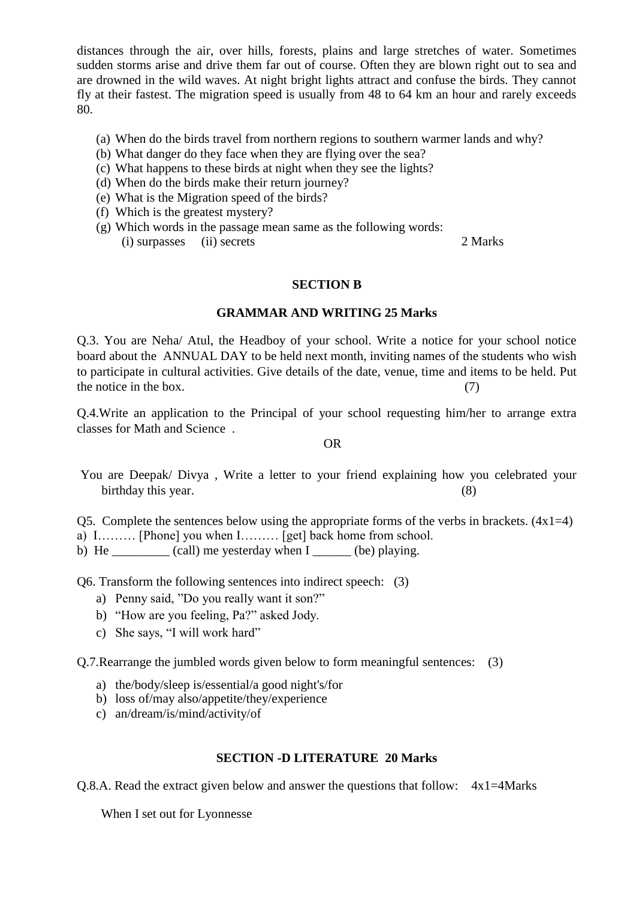distances through the air, over hills, forests, plains and large stretches of water. Sometimes sudden storms arise and drive them far out of course. Often they are blown right out to sea and are drowned in the wild waves. At night bright lights attract and confuse the birds. They cannot fly at their fastest. The migration speed is usually from 48 to 64 km an hour and rarely exceeds 80.

(a) When do the birds travel from northern regions to southern warmer lands and why?
(b) What danger do they face when they are flying over the sea?
(c) What happens to these birds at night when they see the lights?
(d) When do the birds make their return journey?
(e) What is the Migration speed of the birds?
(f) Which is the greatest mystery?
(g) Which words in the passage mean same as the following words:
    (i) surpasses (ii) secrets 2 Marks

## SECTION B

### GRAMMAR AND WRITING 25 Marks

Q.3. You are Neha/ Atul, the Headboy of your school. Write a notice for your school notice board about the ANNUAL DAY to be held next month, inviting names of the students who wish to participate in cultural activities. Give details of the date, venue, time and items to be held. Put the notice in the box. (7)

Q.4.Write an application to the Principal of your school requesting him/her to arrange extra classes for Math and Science .

OR

You are Deepak/ Divya , Write a letter to your friend explaining how you celebrated your birthday this year. (8)

Q5. Complete the sentences below using the appropriate forms of the verbs in brackets. (4x1=4)

a) I……… [Phone] you when I……… [get] back home from school.
b) He _________ (call) me yesterday when I ______ (be) playing.

Q6. Transform the following sentences into indirect speech: (3)

a) Penny said, "Do you really want it son?"
b) "How are you feeling, Pa?" asked Jody.
c) She says, "I will work hard"

Q.7.Rearrange the jumbled words given below to form meaningful sentences: (3)

a) the/body/sleep is/essential/a good night's/for
b) loss of/may also/appetite/they/experience
c) an/dream/is/mind/activity/of

## SECTION -D LITERATURE 20 Marks

Q.8.A. Read the extract given below and answer the questions that follow: 4x1=4Marks

When I set out for Lyonnesse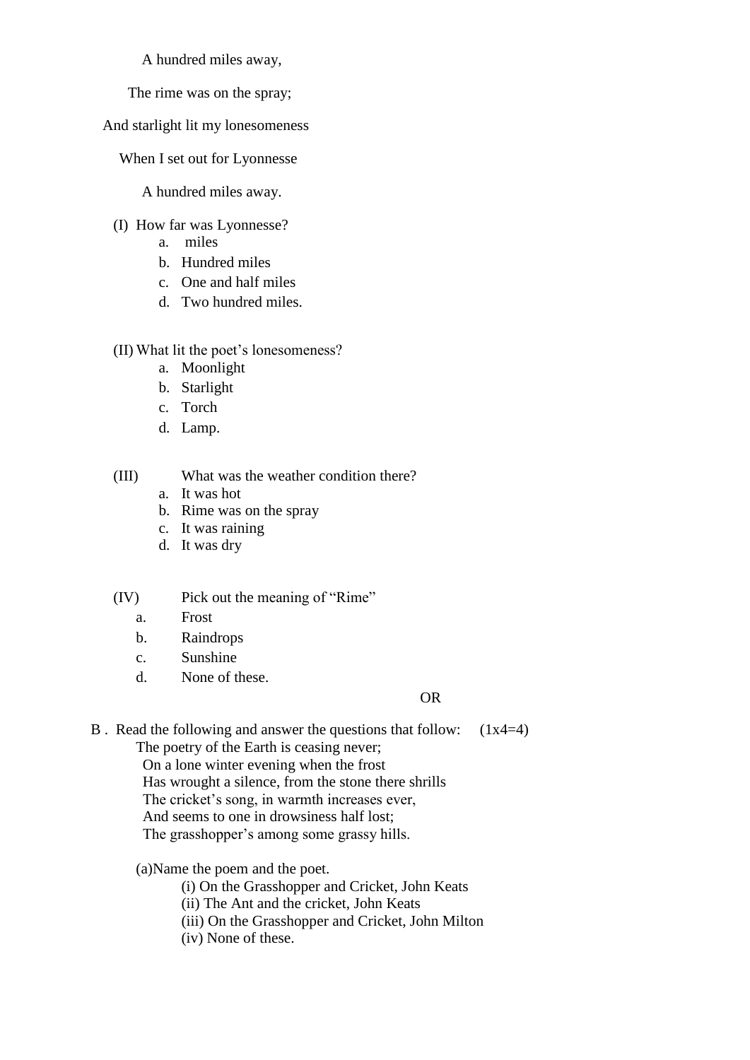A hundred miles away,

The rime was on the spray;

And starlight lit my lonesomeness

When I set out for Lyonnesse

A hundred miles away.

(I) How far was Lyonnesse?

a. miles
b. Hundred miles
c. One and half miles
d. Two hundred miles.

(II) What lit the poet's lonesomeness?

a. Moonlight
b. Starlight
c. Torch
d. Lamp.

(III) What was the weather condition there?

a. It was hot
b. Rime was on the spray
c. It was raining
d. It was dry

(IV) Pick out the meaning of "Rime"

a. Frost
b. Raindrops
c. Sunshine
d. None of these.

OR

B . Read the following and answer the questions that follow: (1x4=4)

The poetry of the Earth is ceasing never;
On a lone winter evening when the frost
Has wrought a silence, from the stone there shrills
The cricket's song, in warmth increases ever,
And seems to one in drowsiness half lost;
The grasshopper's among some grassy hills.

(a)Name the poem and the poet.

(i) On the Grasshopper and Cricket, John Keats
(ii) The Ant and the cricket, John Keats
(iii) On the Grasshopper and Cricket, John Milton
(iv) None of these.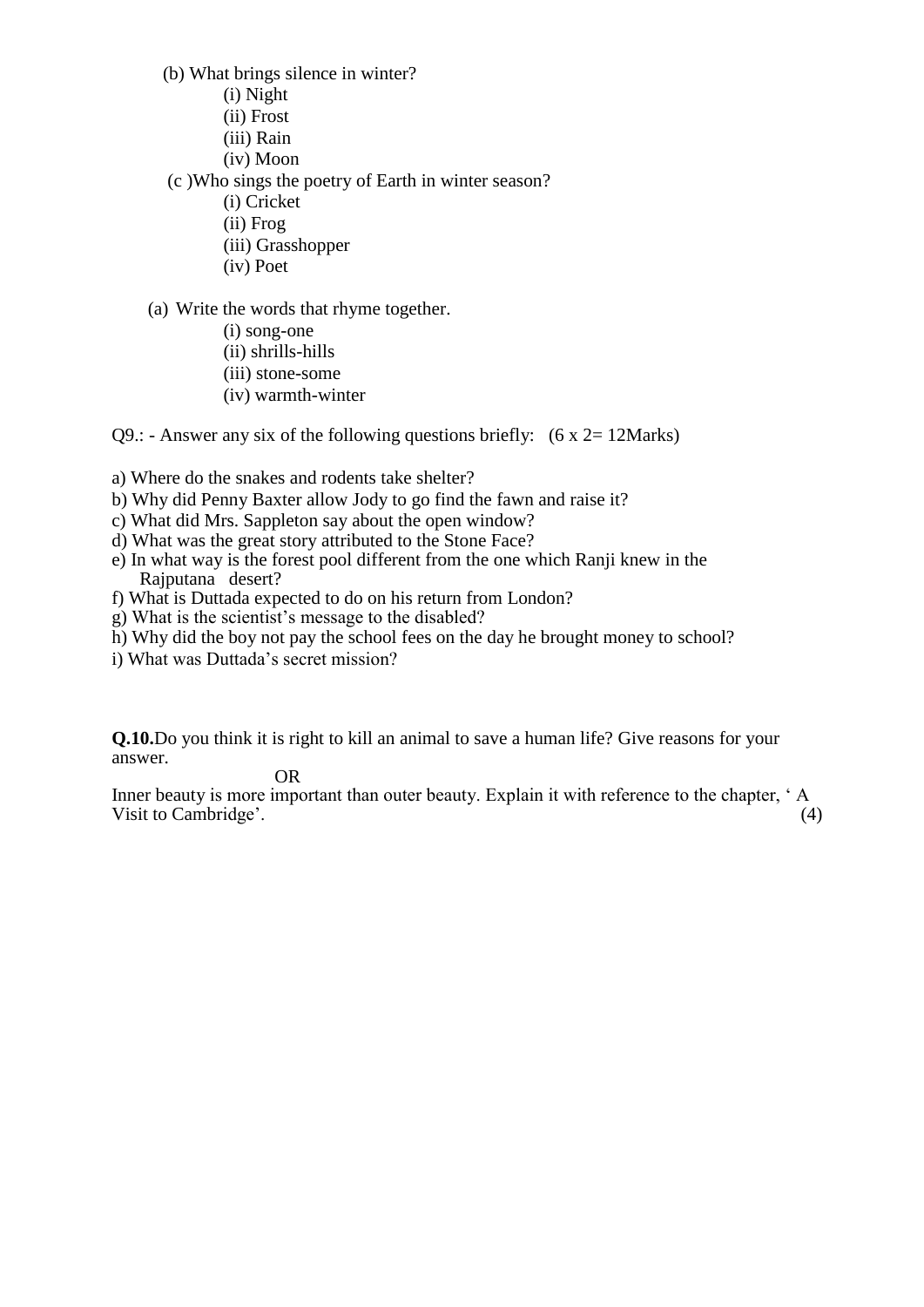(b) What brings silence in winter?

- (i) Night
- (ii) Frost
- (iii) Rain
- (iv) Moon

(c )Who sings the poetry of Earth in winter season?

- (i) Cricket
- (ii) Frog
- (iii) Grasshopper
- (iv) Poet

(a) Write the words that rhyme together.

- (i) song-one
- (ii) shrills-hills
- (iii) stone-some
- (iv) warmth-winter

Q9.: - Answer any six of the following questions briefly: (6 x 2= 12Marks)

a) Where do the snakes and rodents take shelter?
b) Why did Penny Baxter allow Jody to go find the fawn and raise it?
c) What did Mrs. Sappleton say about the open window?
d) What was the great story attributed to the Stone Face?
e) In what way is the forest pool different from the one which Ranji knew in the Rajputana desert?
f) What is Duttada expected to do on his return from London?
g) What is the scientist's message to the disabled?
h) Why did the boy not pay the school fees on the day he brought money to school?
i) What was Duttada's secret mission?

**Q.10.** Do you think it is right to kill an animal to save a human life? Give reasons for your answer.

OR

Inner beauty is more important than outer beauty. Explain it with reference to the chapter, ' A Visit to Cambridge'. (4)